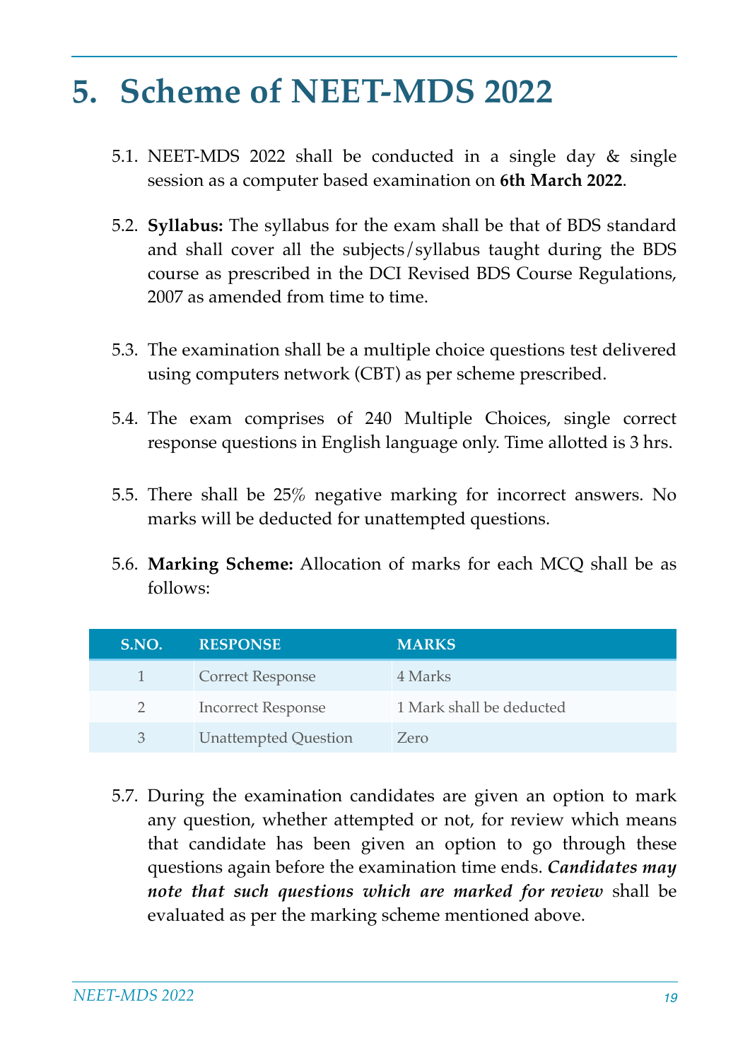# 5. Scheme of NEET-MDS 2022

5.1. NEET-MDS 2022 shall be conducted in a single day & single session as a computer based examination on **6th March 2022**.

5.2. **Syllabus:** The syllabus for the exam shall be that of BDS standard and shall cover all the subjects/syllabus taught during the BDS course as prescribed in the DCI Revised BDS Course Regulations, 2007 as amended from time to time.

5.3. The examination shall be a multiple choice questions test delivered using computers network (CBT) as per scheme prescribed.

5.4. The exam comprises of 240 Multiple Choices, single correct response questions in English language only. Time allotted is 3 hrs.

5.5. There shall be 25% negative marking for incorrect answers. No marks will be deducted for unattempted questions.

5.6. **Marking Scheme:** Allocation of marks for each MCQ shall be as follows:

| S.NO. | RESPONSE | MARKS |
|---|---|---|
| 1 | Correct Response | 4 Marks |
| 2 | Incorrect Response | 1 Mark shall be deducted |
| 3 | Unattempted Question | Zero |

5.7. During the examination candidates are given an option to mark any question, whether attempted or not, for review which means that candidate has been given an option to go through these questions again before the examination time ends. ***Candidates may note that such questions which are marked for review*** shall be evaluated as per the marking scheme mentioned above.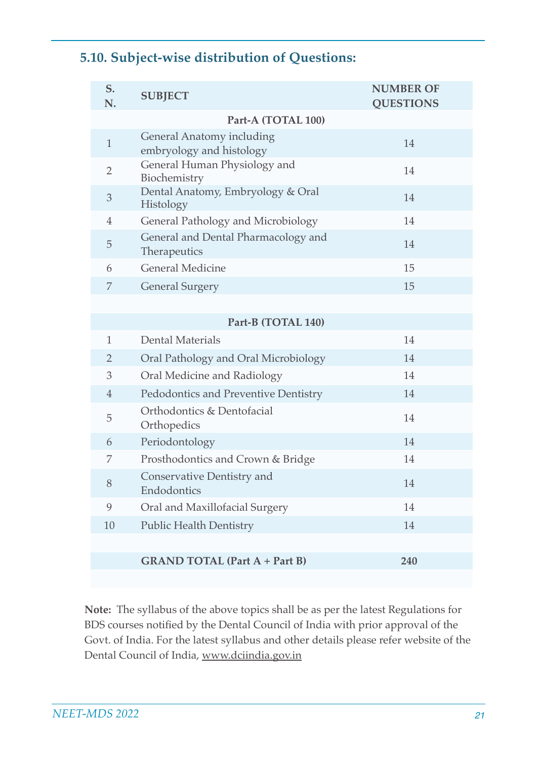## 5.10. Subject-wise distribution of Questions:

| S. N. | SUBJECT | NUMBER OF QUESTIONS |
|---|---|---|
| | **Part-A (TOTAL 100)** | |
| 1 | General Anatomy including embryology and histology | 14 |
| 2 | General Human Physiology and Biochemistry | 14 |
| 3 | Dental Anatomy, Embryology & Oral Histology | 14 |
| 4 | General Pathology and Microbiology | 14 |
| 5 | General and Dental Pharmacology and Therapeutics | 14 |
| 6 | General Medicine | 15 |
| 7 | General Surgery | 15 |
| | | |
| | **Part-B (TOTAL 140)** | |
| 1 | Dental Materials | 14 |
| 2 | Oral Pathology and Oral Microbiology | 14 |
| 3 | Oral Medicine and Radiology | 14 |
| 4 | Pedodontics and Preventive Dentistry | 14 |
| 5 | Orthodontics & Dentofacial Orthopedics | 14 |
| 6 | Periodontology | 14 |
| 7 | Prosthodontics and Crown & Bridge | 14 |
| 8 | Conservative Dentistry and Endodontics | 14 |
| 9 | Oral and Maxillofacial Surgery | 14 |
| 10 | Public Health Dentistry | 14 |
| | | |
| | **GRAND TOTAL (Part A + Part B)** | **240** |

**Note:** The syllabus of the above topics shall be as per the latest Regulations for BDS courses notified by the Dental Council of India with prior approval of the Govt. of India. For the latest syllabus and other details please refer website of the Dental Council of India, www.dciindia.gov.in